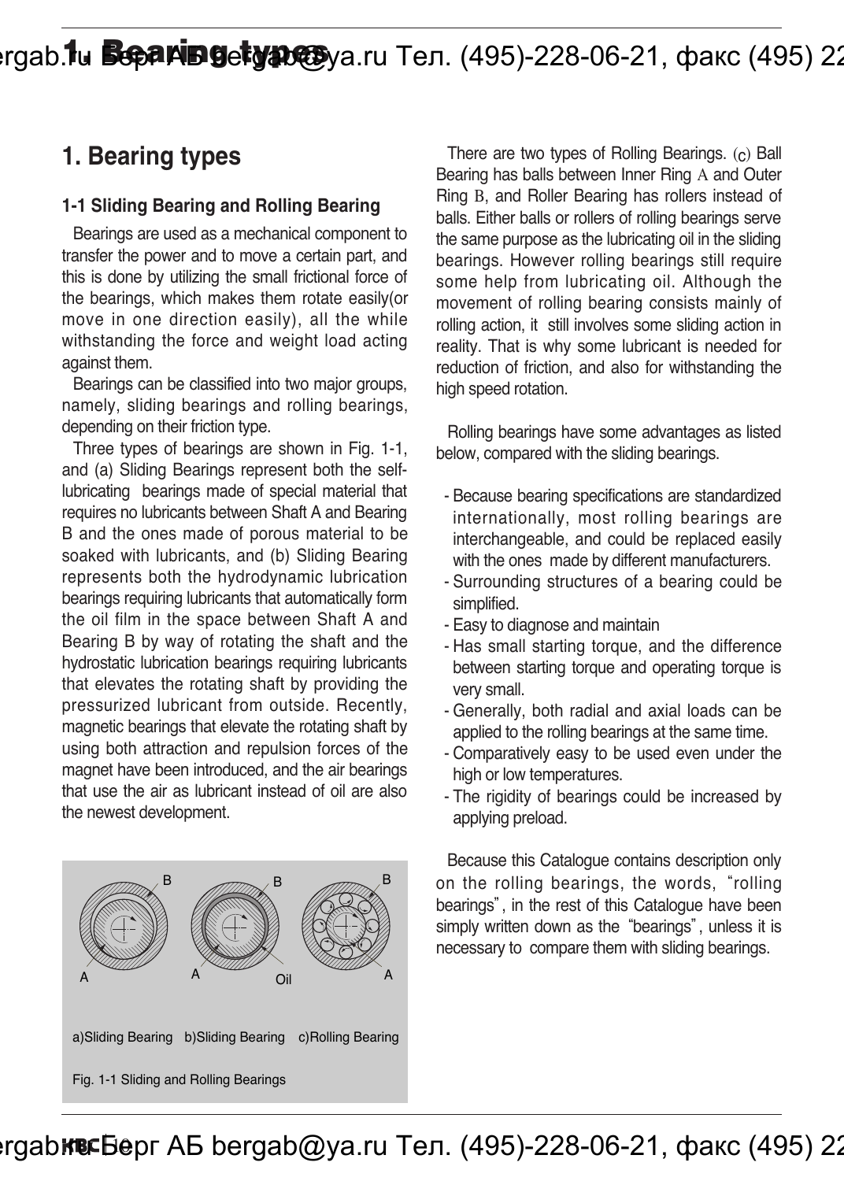# 1. Bearing types

## 1-1 Sliding Bearing and Rolling Bearing

Bearings are used as a mechanical component to transfer the power and to move a certain part, and this is done by utilizing the small frictional force of the bearings, which makes them rotate easily(or move in one direction easily), all the while withstanding the force and weight load acting against them.

Bearings can be classified into two major groups, namely, sliding bearings and rolling bearings, depending on their friction type.

Three types of bearings are shown in Fig. 1-1, and (a) Sliding Bearings represent both the self-lubricating bearings made of special material that requires no lubricants between Shaft A and Bearing B and the ones made of porous material to be soaked with lubricants, and (b) Sliding Bearing represents both the hydrodynamic lubrication bearings requiring lubricants that automatically form the oil film in the space between Shaft A and Bearing B by way of rotating the shaft and the hydrostatic lubrication bearings requiring lubricants that elevates the rotating shaft by providing the pressurized lubricant from outside. Recently, magnetic bearings that elevate the rotating shaft by using both attraction and repulsion forces of the magnet have been introduced, and the air bearings that use the air as lubricant instead of oil are also the newest development.

a)Sliding Bearing b)Sliding Bearing c)Rolling Bearing

Fig. 1-1 Sliding and Rolling Bearings

There are two types of Rolling Bearings. (c) Ball Bearing has balls between Inner Ring A and Outer Ring B, and Roller Bearing has rollers instead of balls. Either balls or rollers of rolling bearings serve the same purpose as the lubricating oil in the sliding bearings. However rolling bearings still require some help from lubricating oil. Although the movement of rolling bearing consists mainly of rolling action, it still involves some sliding action in reality. That is why some lubricant is needed for reduction of friction, and also for withstanding the high speed rotation.

Rolling bearings have some advantages as listed below, compared with the sliding bearings.

- Because bearing specifications are standardized internationally, most rolling bearings are interchangeable, and could be replaced easily with the ones made by different manufacturers.
- Surrounding structures of a bearing could be simplified.
- Easy to diagnose and maintain
- Has small starting torque, and the difference between starting torque and operating torque is very small.
- Generally, both radial and axial loads can be applied to the rolling bearings at the same time.
- Comparatively easy to be used even under the high or low temperatures.
- The rigidity of bearings could be increased by applying preload.

Because this Catalogue contains description only on the rolling bearings, the words, "rolling bearings", in the rest of this Catalogue have been simply written down as the "bearings", unless it is necessary to compare them with sliding bearings.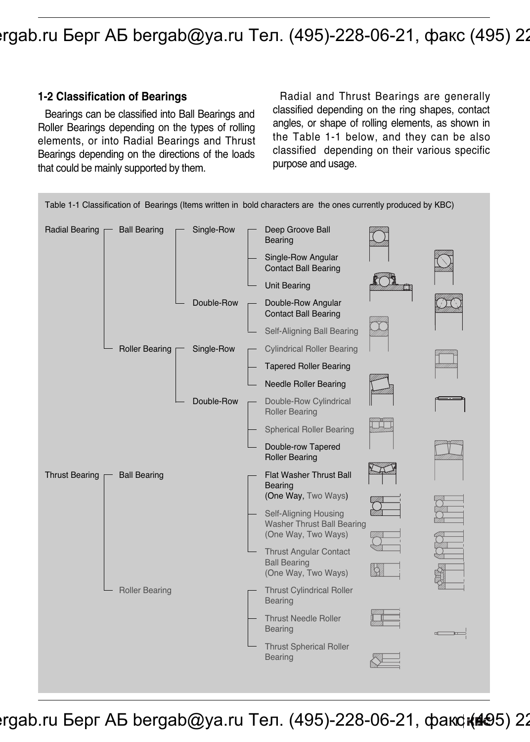## 1-2 Classification of Bearings

Bearings can be classified into Ball Bearings and Roller Bearings depending on the types of rolling elements, or into Radial Bearings and Thrust Bearings depending on the directions of the loads that could be mainly supported by them.

Radial and Thrust Bearings are generally classified depending on the ring shapes, contact angles, or shape of rolling elements, as shown in the Table 1-1 below, and they can be also classified depending on their various specific purpose and usage.

Table 1-1 Classification of Bearings (Items written in bold characters are the ones currently produced by KBC)

| | | | |
|---|---|---|---|
| Radial Bearing | Ball Bearing | Single-Row | Deep Groove Ball Bearing |
| | | | Single-Row Angular Contact Ball Bearing |
| | | | Unit Bearing |
| | | Double-Row | Double-Row Angular Contact Ball Bearing |
| | | | Self-Aligning Ball Bearing |
| | Roller Bearing | Single-Row | Cylindrical Roller Bearing |
| | | | Tapered Roller Bearing |
| | | | Needle Roller Bearing |
| | | Double-Row | Double-Row Cylindrical Roller Bearing |
| | | | Spherical Roller Bearing |
| | | | Double-row Tapered Roller Bearing |
| Thrust Bearing | Ball Bearing | | Flat Washer Thrust Ball Bearing (One Way, Two Ways) |
| | | | Self-Aligning Housing Washer Thrust Ball Bearing (One Way, Two Ways) |
| | | | Thrust Angular Contact Ball Bearing (One Way, Two Ways) |
| | Roller Bearing | | Thrust Cylindrical Roller Bearing |
| | | | Thrust Needle Roller Bearing |
| | | | Thrust Spherical Roller Bearing |